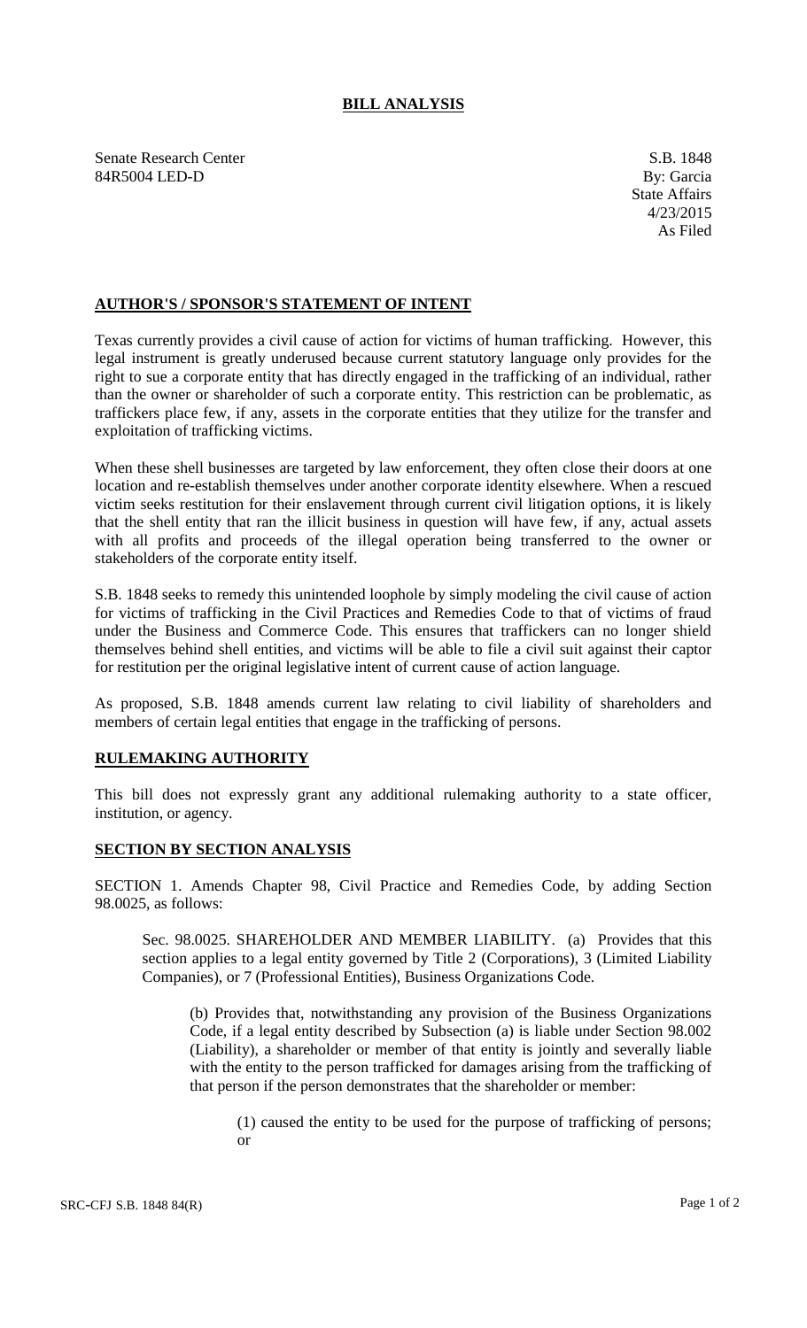# BILL ANALYSIS

Senate Research Center
84R5004 LED-D

S.B. 1848
By: Garcia
State Affairs
4/23/2015
As Filed

## AUTHOR'S / SPONSOR'S STATEMENT OF INTENT

Texas currently provides a civil cause of action for victims of human trafficking. However, this legal instrument is greatly underused because current statutory language only provides for the right to sue a corporate entity that has directly engaged in the trafficking of an individual, rather than the owner or shareholder of such a corporate entity. This restriction can be problematic, as traffickers place few, if any, assets in the corporate entities that they utilize for the transfer and exploitation of trafficking victims.

When these shell businesses are targeted by law enforcement, they often close their doors at one location and re-establish themselves under another corporate identity elsewhere. When a rescued victim seeks restitution for their enslavement through current civil litigation options, it is likely that the shell entity that ran the illicit business in question will have few, if any, actual assets with all profits and proceeds of the illegal operation being transferred to the owner or stakeholders of the corporate entity itself.

S.B. 1848 seeks to remedy this unintended loophole by simply modeling the civil cause of action for victims of trafficking in the Civil Practices and Remedies Code to that of victims of fraud under the Business and Commerce Code. This ensures that traffickers can no longer shield themselves behind shell entities, and victims will be able to file a civil suit against their captor for restitution per the original legislative intent of current cause of action language.

As proposed, S.B. 1848 amends current law relating to civil liability of shareholders and members of certain legal entities that engage in the trafficking of persons.

## RULEMAKING AUTHORITY

This bill does not expressly grant any additional rulemaking authority to a state officer, institution, or agency.

## SECTION BY SECTION ANALYSIS

SECTION 1. Amends Chapter 98, Civil Practice and Remedies Code, by adding Section 98.0025, as follows:

Sec. 98.0025. SHAREHOLDER AND MEMBER LIABILITY. (a) Provides that this section applies to a legal entity governed by Title 2 (Corporations), 3 (Limited Liability Companies), or 7 (Professional Entities), Business Organizations Code.

(b) Provides that, notwithstanding any provision of the Business Organizations Code, if a legal entity described by Subsection (a) is liable under Section 98.002 (Liability), a shareholder or member of that entity is jointly and severally liable with the entity to the person trafficked for damages arising from the trafficking of that person if the person demonstrates that the shareholder or member:

(1) caused the entity to be used for the purpose of trafficking of persons; or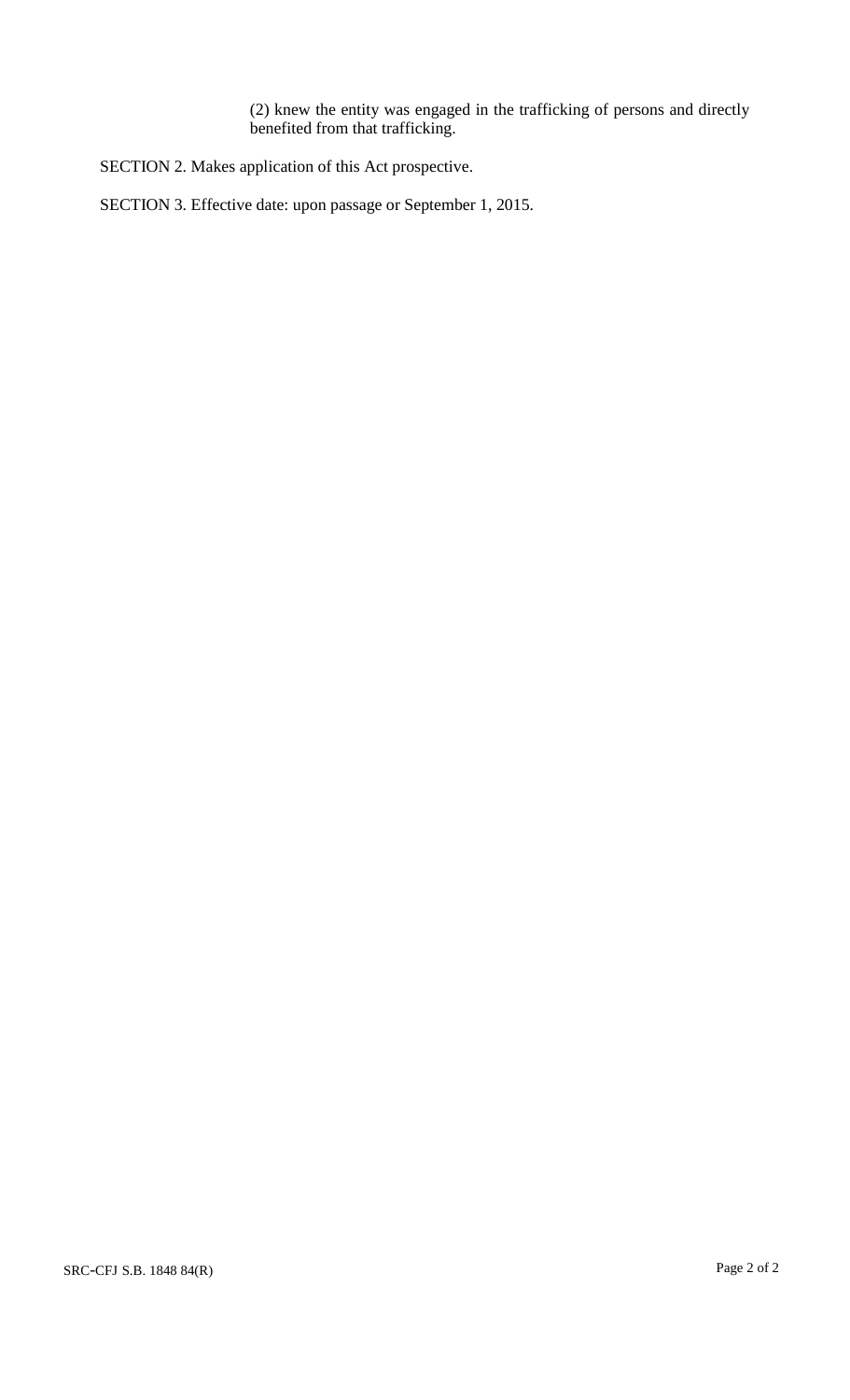(2) knew the entity was engaged in the trafficking of persons and directly benefited from that trafficking.

SECTION 2. Makes application of this Act prospective.

SECTION 3. Effective date: upon passage or September 1, 2015.